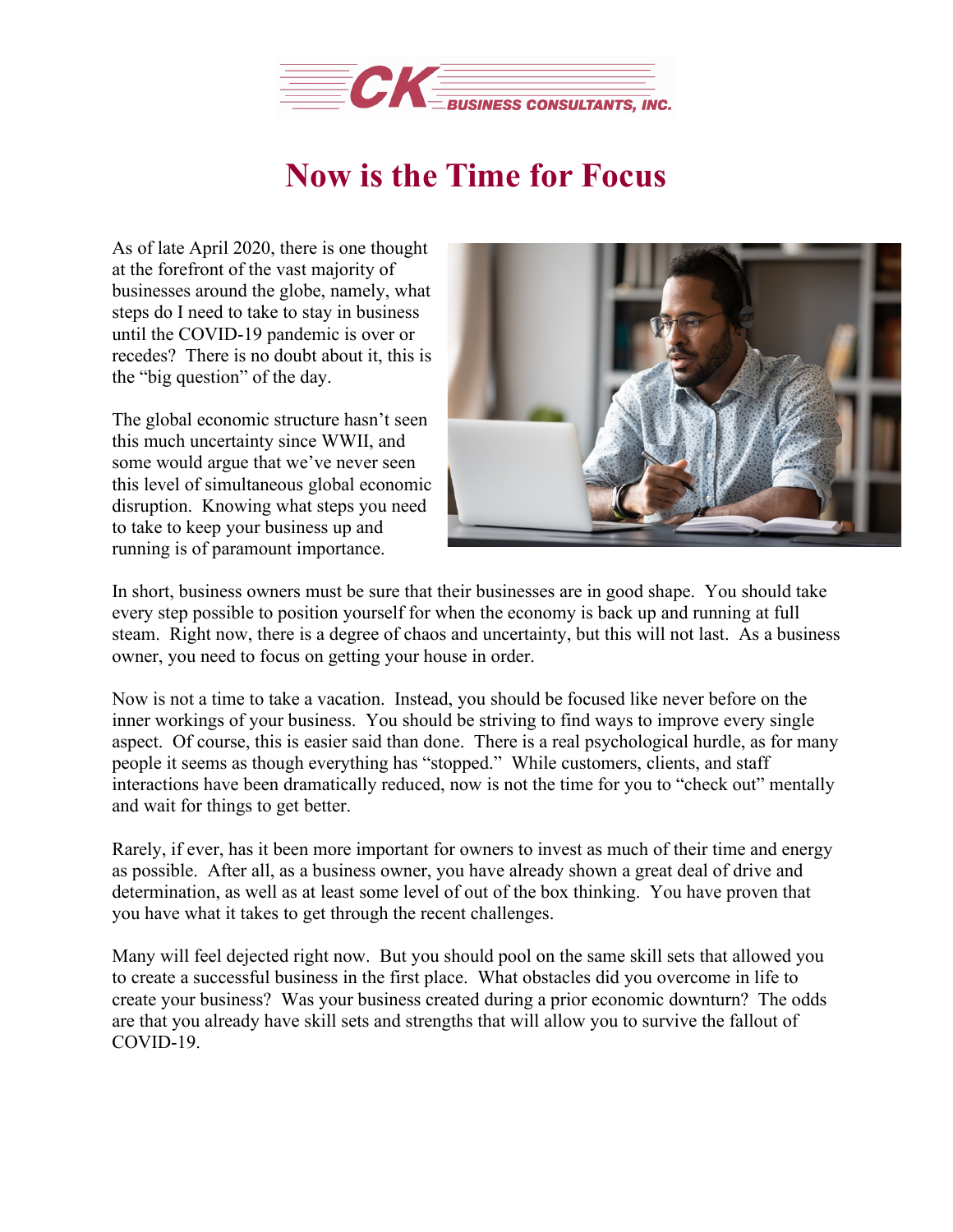CK BUSINESS CONSULTANTS, INC.

# Now is the Time for Focus

As of late April 2020, there is one thought at the forefront of the vast majority of businesses around the globe, namely, what steps do I need to take to stay in business until the COVID-19 pandemic is over or recedes? There is no doubt about it, this is the "big question" of the day.

The global economic structure hasn't seen this much uncertainty since WWII, and some would argue that we've never seen this level of simultaneous global economic disruption. Knowing what steps you need to take to keep your business up and running is of paramount importance.

In short, business owners must be sure that their businesses are in good shape. You should take every step possible to position yourself for when the economy is back up and running at full steam. Right now, there is a degree of chaos and uncertainty, but this will not last. As a business owner, you need to focus on getting your house in order.

Now is not a time to take a vacation. Instead, you should be focused like never before on the inner workings of your business. You should be striving to find ways to improve every single aspect. Of course, this is easier said than done. There is a real psychological hurdle, as for many people it seems as though everything has "stopped." While customers, clients, and staff interactions have been dramatically reduced, now is not the time for you to "check out" mentally and wait for things to get better.

Rarely, if ever, has it been more important for owners to invest as much of their time and energy as possible. After all, as a business owner, you have already shown a great deal of drive and determination, as well as at least some level of out of the box thinking. You have proven that you have what it takes to get through the recent challenges.

Many will feel dejected right now. But you should pool on the same skill sets that allowed you to create a successful business in the first place. What obstacles did you overcome in life to create your business? Was your business created during a prior economic downturn? The odds are that you already have skill sets and strengths that will allow you to survive the fallout of COVID-19.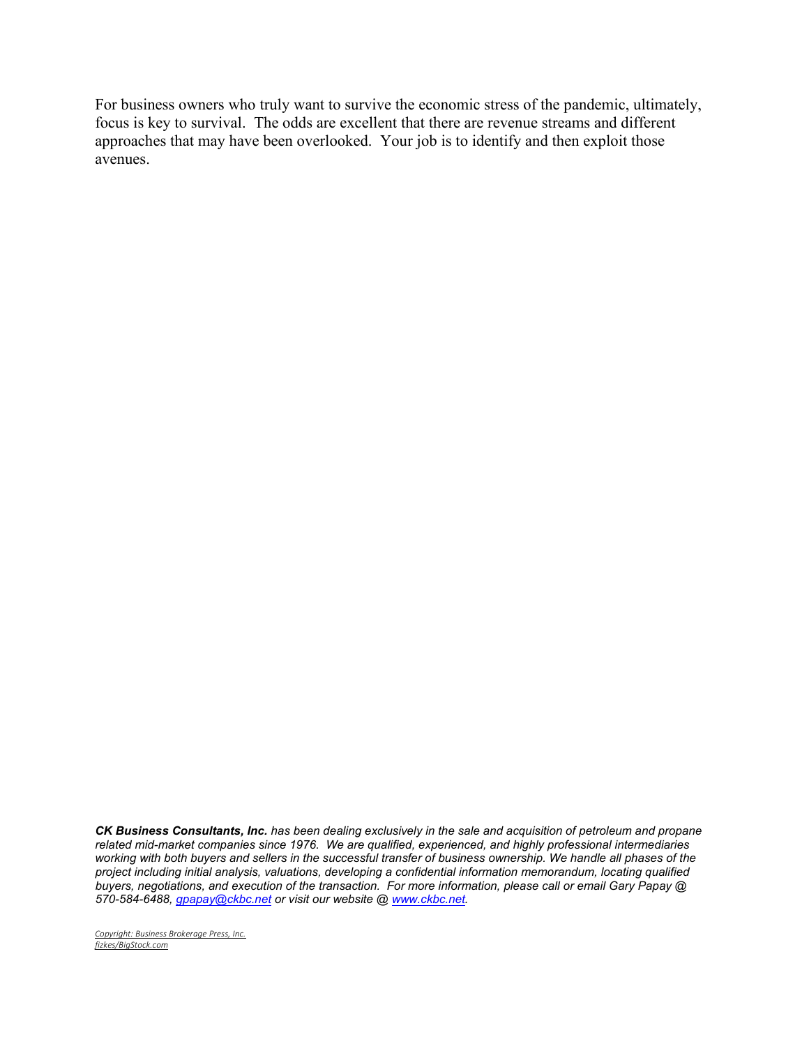For business owners who truly want to survive the economic stress of the pandemic, ultimately, focus is key to survival. The odds are excellent that there are revenue streams and different approaches that may have been overlooked. Your job is to identify and then exploit those avenues.

***CK Business Consultants, Inc.*** *has been dealing exclusively in the sale and acquisition of petroleum and propane related mid-market companies since 1976. We are qualified, experienced, and highly professional intermediaries working with both buyers and sellers in the successful transfer of business ownership. We handle all phases of the project including initial analysis, valuations, developing a confidential information memorandum, locating qualified buyers, negotiations, and execution of the transaction. For more information, please call or email Gary Papay @ 570-584-6488, [gpapay@ckbc.net](mailto:gpapay@ckbc.net) or visit our website @ [www.ckbc.net](http://www.ckbc.net).*

*Copyright: Business Brokerage Press, Inc.*
*fizkes/BigStock.com*